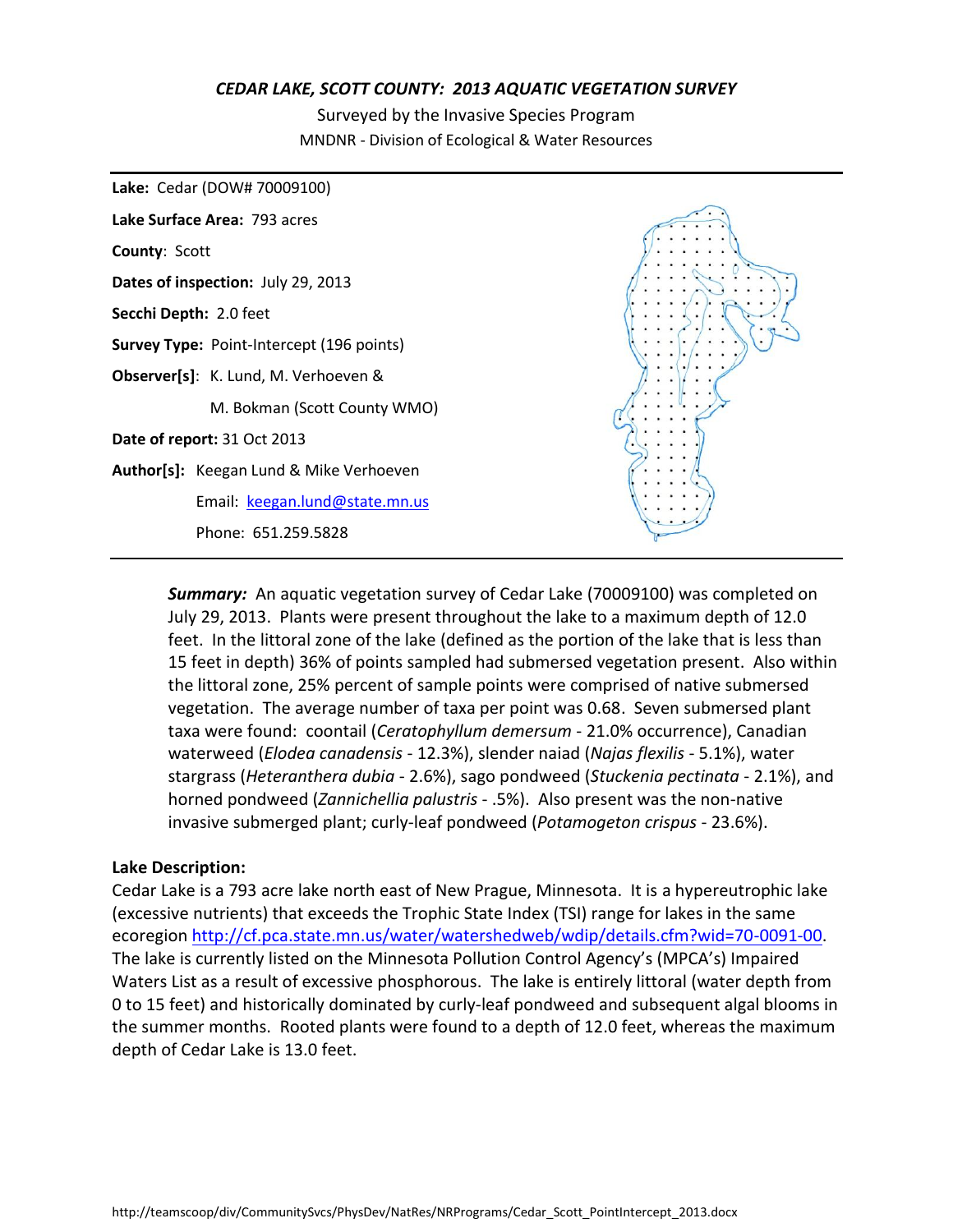# *CEDAR LAKE, SCOTT COUNTY: 2013 AQUATIC VEGETATION SURVEY*

Surveyed by the Invasive Species Program

MNDNR - Division of Ecological & Water Resources

---

**Lake:** Cedar (DOW# 70009100)

**Lake Surface Area:** 793 acres

**County**: Scott

**Dates of inspection:** July 29, 2013

**Secchi Depth:** 2.0 feet

**Survey Type:** Point-Intercept (196 points)

**Observer[s]**: K. Lund, M. Verhoeven &

M. Bokman (Scott County WMO)

**Date of report:** 31 Oct 2013

**Author[s]:** Keegan Lund & Mike Verhoeven

Email: keegan.lund@state.mn.us

Phone: 651.259.5828

---

***Summary:*** An aquatic vegetation survey of Cedar Lake (70009100) was completed on July 29, 2013. Plants were present throughout the lake to a maximum depth of 12.0 feet. In the littoral zone of the lake (defined as the portion of the lake that is less than 15 feet in depth) 36% of points sampled had submersed vegetation present. Also within the littoral zone, 25% percent of sample points were comprised of native submersed vegetation. The average number of taxa per point was 0.68. Seven submersed plant taxa were found: coontail (*Ceratophyllum demersum* - 21.0% occurrence), Canadian waterweed (*Elodea canadensis* - 12.3%), slender naiad (*Najas flexilis* - 5.1%), water stargrass (*Heteranthera dubia* - 2.6%), sago pondweed (*Stuckenia pectinata* - 2.1%), and horned pondweed (*Zannichellia palustris* - .5%). Also present was the non-native invasive submerged plant; curly-leaf pondweed (*Potamogeton crispus* - 23.6%).

**Lake Description:**

Cedar Lake is a 793 acre lake north east of New Prague, Minnesota. It is a hypereutrophic lake (excessive nutrients) that exceeds the Trophic State Index (TSI) range for lakes in the same ecoregion http://cf.pca.state.mn.us/water/watershedweb/wdip/details.cfm?wid=70-0091-00. The lake is currently listed on the Minnesota Pollution Control Agency's (MPCA's) Impaired Waters List as a result of excessive phosphorous. The lake is entirely littoral (water depth from 0 to 15 feet) and historically dominated by curly-leaf pondweed and subsequent algal blooms in the summer months. Rooted plants were found to a depth of 12.0 feet, whereas the maximum depth of Cedar Lake is 13.0 feet.

http://teamscoop/div/CommunitySvcs/PhysDev/NatRes/NRPrograms/Cedar_Scott_PointIntercept_2013.docx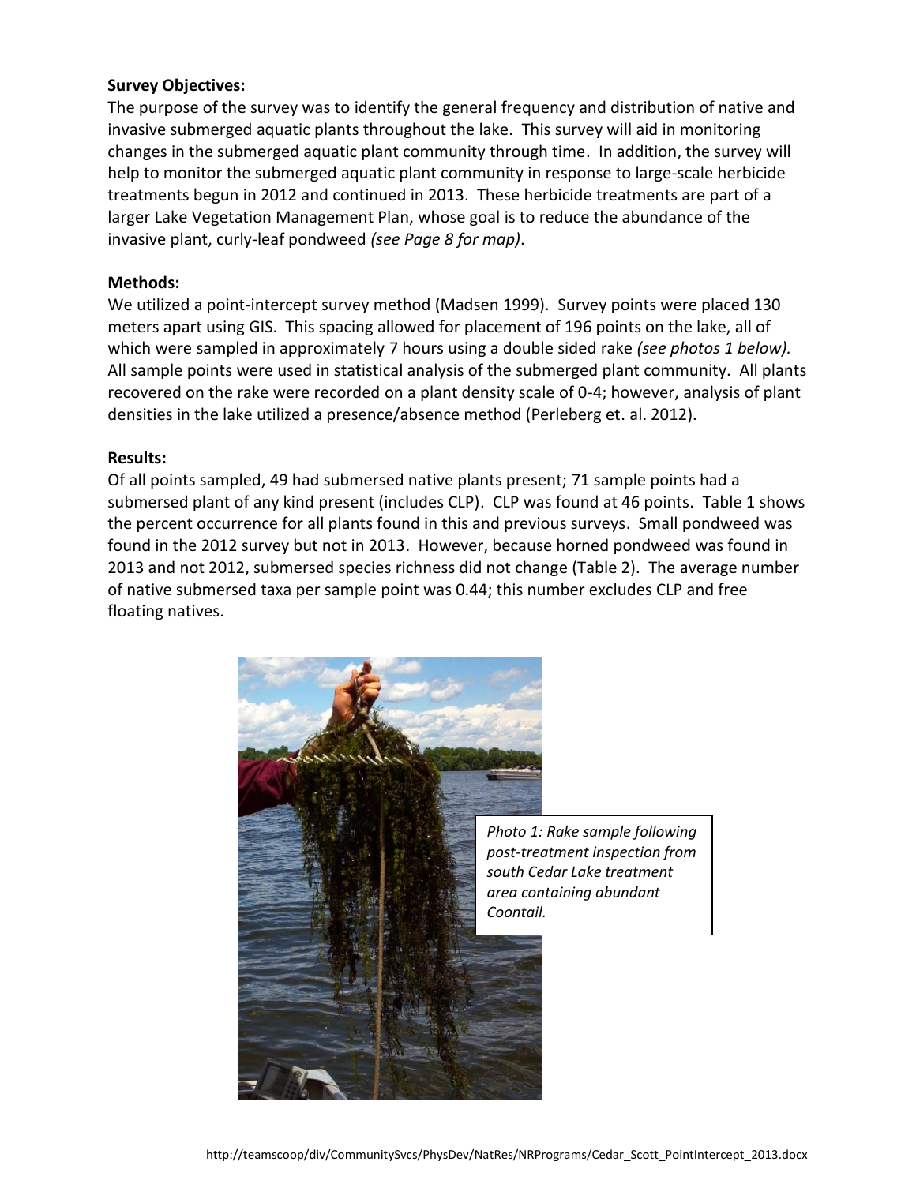**Survey Objectives:**

The purpose of the survey was to identify the general frequency and distribution of native and invasive submerged aquatic plants throughout the lake. This survey will aid in monitoring changes in the submerged aquatic plant community through time. In addition, the survey will help to monitor the submerged aquatic plant community in response to large-scale herbicide treatments begun in 2012 and continued in 2013. These herbicide treatments are part of a larger Lake Vegetation Management Plan, whose goal is to reduce the abundance of the invasive plant, curly-leaf pondweed *(see Page 8 for map)*.

**Methods:**

We utilized a point-intercept survey method (Madsen 1999). Survey points were placed 130 meters apart using GIS. This spacing allowed for placement of 196 points on the lake, all of which were sampled in approximately 7 hours using a double sided rake *(see photos 1 below).* All sample points were used in statistical analysis of the submerged plant community. All plants recovered on the rake were recorded on a plant density scale of 0-4; however, analysis of plant densities in the lake utilized a presence/absence method (Perleberg et. al. 2012).

**Results:**

Of all points sampled, 49 had submersed native plants present; 71 sample points had a submersed plant of any kind present (includes CLP). CLP was found at 46 points. Table 1 shows the percent occurrence for all plants found in this and previous surveys. Small pondweed was found in the 2012 survey but not in 2013. However, because horned pondweed was found in 2013 and not 2012, submersed species richness did not change (Table 2). The average number of native submersed taxa per sample point was 0.44; this number excludes CLP and free floating natives.

*Photo 1: Rake sample following post-treatment inspection from south Cedar Lake treatment area containing abundant Coontail.*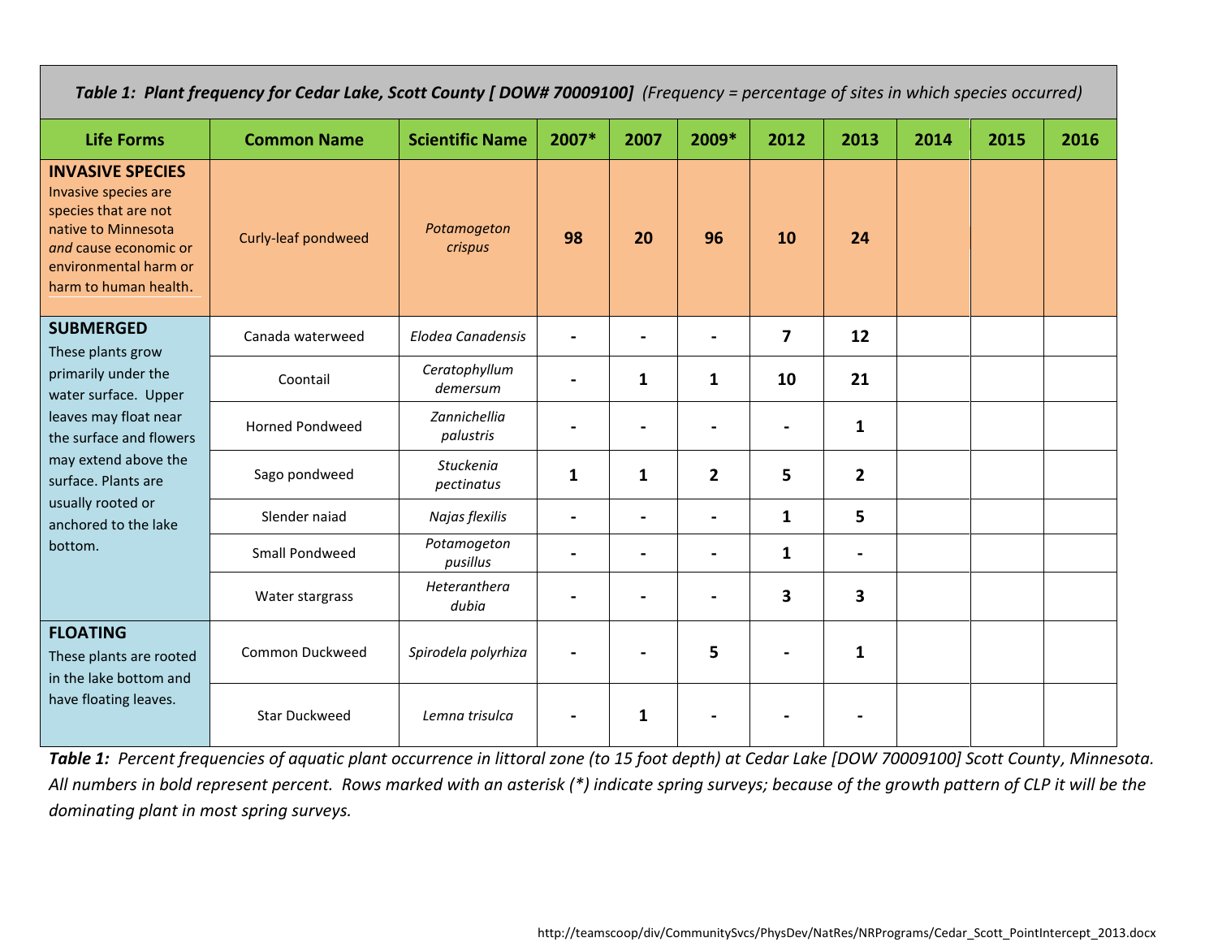| *Table 1: Plant frequency for Cedar Lake, Scott County [ DOW# 70009100]* *(Frequency = percentage of sites in which species occurred)* | | | | | | | | | | |
|---|---|---|---|---|---|---|---|---|---|---|
| **Life Forms** | **Common Name** | **Scientific Name** | **2007*** | **2007** | **2009*** | **2012** | **2013** | **2014** | **2015** | **2016** |
| **INVASIVE SPECIES** Invasive species are species that are not native to Minnesota *and* cause economic or environmental harm or harm to human health. | Curly-leaf pondweed | *Potamogeton crispus* | **98** | **20** | **96** | **10** | **24** | | | |
| **SUBMERGED** These plants grow primarily under the water surface. Upper leaves may float near the surface and flowers may extend above the surface. Plants are usually rooted or anchored to the lake bottom. | Canada waterweed | *Elodea Canadensis* | **-** | **-** | **-** | **7** | **12** | | | |
| | Coontail | *Ceratophyllum demersum* | **-** | **1** | **1** | **10** | **21** | | | |
| | Horned Pondweed | *Zannichellia palustris* | **-** | **-** | **-** | **-** | **1** | | | |
| | Sago pondweed | *Stuckenia pectinatus* | **1** | **1** | **2** | **5** | **2** | | | |
| | Slender naiad | *Najas flexilis* | **-** | **-** | **-** | **1** | **5** | | | |
| | Small Pondweed | *Potamogeton pusillus* | **-** | **-** | **-** | **1** | **-** | | | |
| | Water stargrass | *Heteranthera dubia* | **-** | **-** | **-** | **3** | **3** | | | |
| **FLOATING** These plants are rooted in the lake bottom and have floating leaves. | Common Duckweed | *Spirodela polyrhiza* | **-** | **-** | **5** | **-** | **1** | | | |
| | Star Duckweed | *Lemna trisulca* | **-** | **1** | **-** | **-** | **-** | | | |

***Table 1:*** *Percent frequencies of aquatic plant occurrence in littoral zone (to 15 foot depth) at Cedar Lake [DOW 70009100] Scott County, Minnesota. All numbers in bold represent percent. Rows marked with an asterisk (*) indicate spring surveys; because of the growth pattern of CLP it will be the dominating plant in most spring surveys.*

http://teamscoop/div/CommunitySvcs/PhysDev/NatRes/NRPrograms/Cedar_Scott_PointIntercept_2013.docx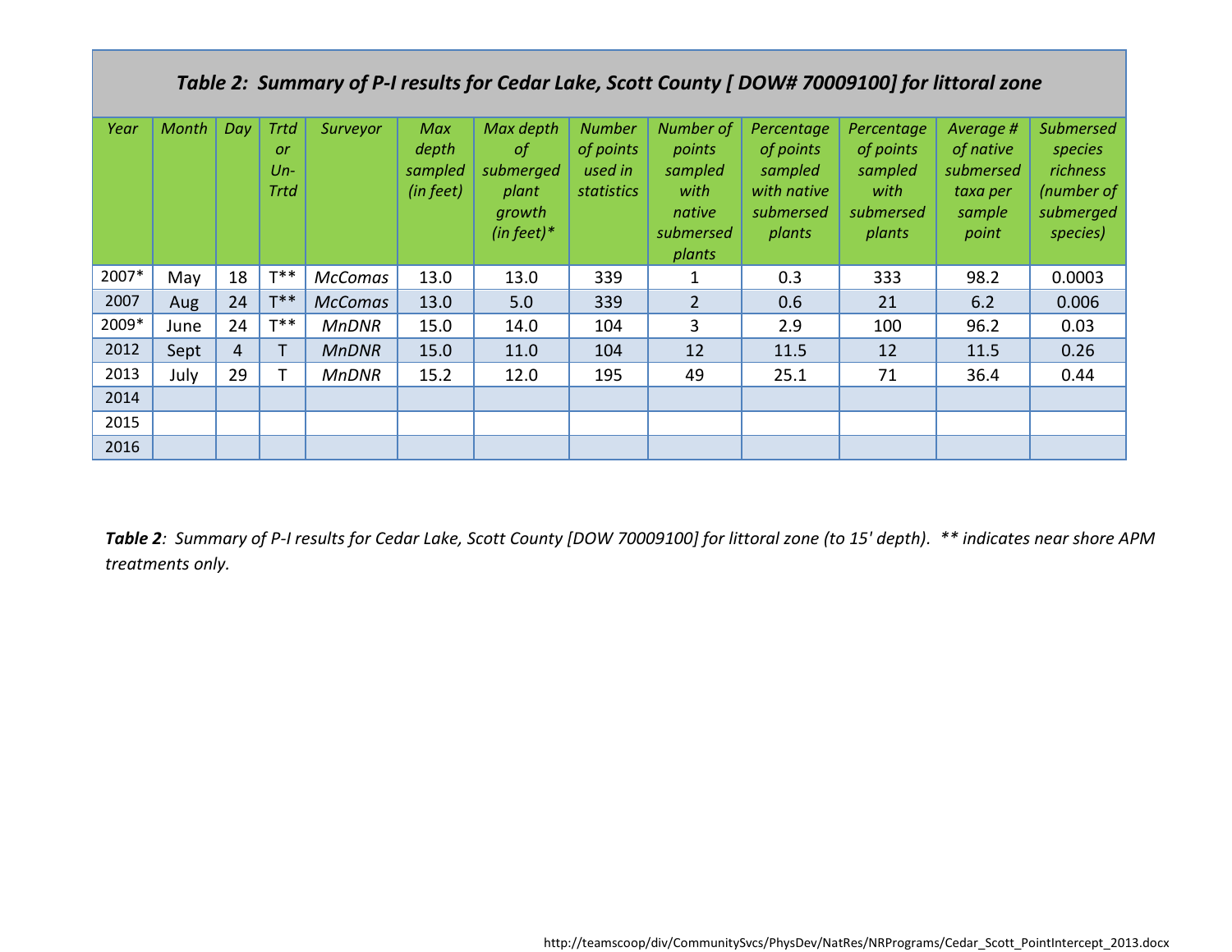| *Table 2: Summary of P-I results for Cedar Lake, Scott County [ DOW# 70009100] for littoral zone* | | | | | | | | | | | | |
|---|---|---|---|---|---|---|---|---|---|---|---|---|
| *Year* | *Month* | *Day* | *Trtd or Un-Trtd* | *Surveyor* | *Max depth sampled (in feet)* | *Max depth of submerged plant growth (in feet)** | *Number of points used in statistics* | *Number of points sampled with native submersed plants* | *Percentage of points sampled with native submersed plants* | *Percentage of points sampled with submersed plants* | *Average # of native submersed taxa per sample point* | *Submersed species richness (number of submerged species)* |
| 2007* | May | 18 | T** | *McComas* | 13.0 | 13.0 | 339 | 1 | 0.3 | 333 | 98.2 | 0.0003 |
| 2007 | Aug | 24 | T** | *McComas* | 13.0 | 5.0 | 339 | 2 | 0.6 | 21 | 6.2 | 0.006 |
| 2009* | June | 24 | T** | *MnDNR* | 15.0 | 14.0 | 104 | 3 | 2.9 | 100 | 96.2 | 0.03 |
| 2012 | Sept | 4 | T | *MnDNR* | 15.0 | 11.0 | 104 | 12 | 11.5 | 12 | 11.5 | 0.26 |
| 2013 | July | 29 | T | *MnDNR* | 15.2 | 12.0 | 195 | 49 | 25.1 | 71 | 36.4 | 0.44 |
| 2014 | | | | | | | | | | | | |
| 2015 | | | | | | | | | | | | |
| 2016 | | | | | | | | | | | | |

***Table 2**: Summary of P-I results for Cedar Lake, Scott County [DOW 70009100] for littoral zone (to 15' depth). ** indicates near shore APM treatments only.*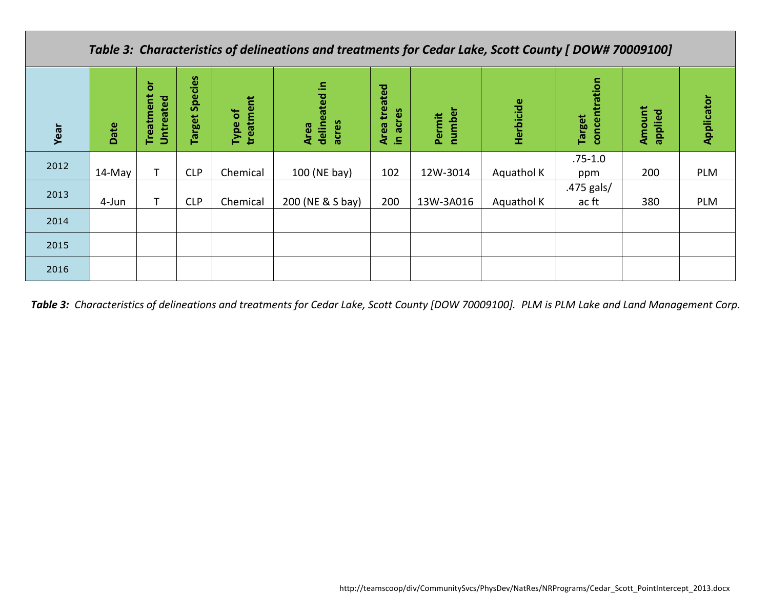| *Table 3: Characteristics of delineations and treatments for Cedar Lake, Scott County [ DOW# 70009100]* | | | | | | | | | | | |
|---|---|---|---|---|---|---|---|---|---|---|---|
| **Year** | **Date** | **Treatment or Untreated** | **Target Species** | **Type of treatment** | **Area delineated in acres** | **Area treated in acres** | **Permit number** | **Herbicide** | **Target concentration** | **Amount applied** | **Applicator** |
| 2012 | 14-May | T | CLP | Chemical | 100 (NE bay) | 102 | 12W-3014 | Aquathol K | .75-1.0 ppm | 200 | PLM |
| 2013 | 4-Jun | T | CLP | Chemical | 200 (NE & S bay) | 200 | 13W-3A016 | Aquathol K | .475 gals/ ac ft | 380 | PLM |
| 2014 | | | | | | | | | | | |
| 2015 | | | | | | | | | | | |
| 2016 | | | | | | | | | | | |

***Table 3:*** *Characteristics of delineations and treatments for Cedar Lake, Scott County [DOW 70009100]. PLM is PLM Lake and Land Management Corp.*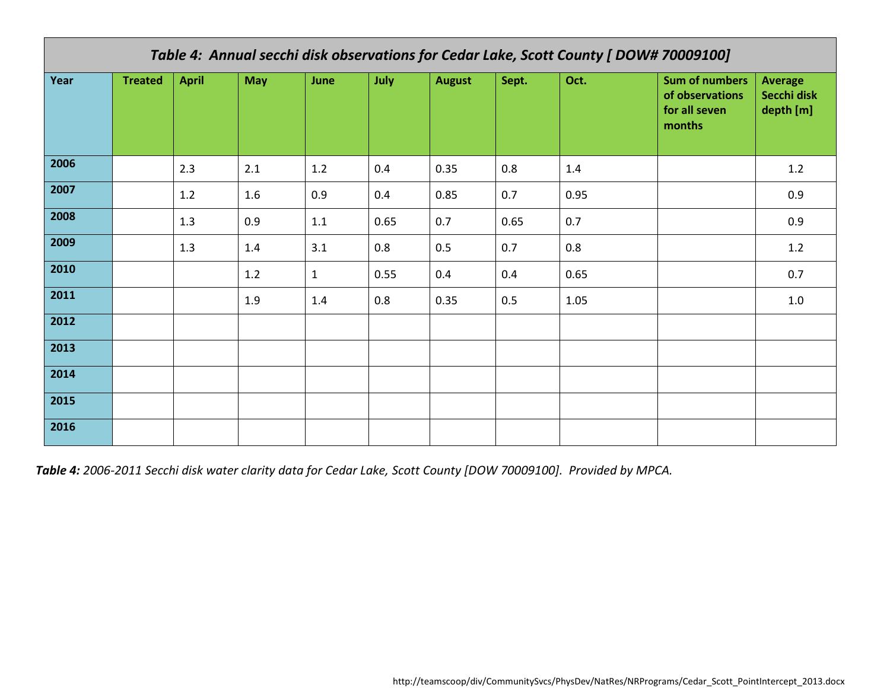| Table 4: Annual secchi disk observations for Cedar Lake, Scott County [ DOW# 70009100] | | | | | | | | | | |
|---|---|---|---|---|---|---|---|---|---|---|
| **Year** | **Treated** | **April** | **May** | **June** | **July** | **August** | **Sept.** | **Oct.** | **Sum of numbers of observations for all seven months** | **Average Secchi disk depth [m]** |
| **2006** | | 2.3 | 2.1 | 1.2 | 0.4 | 0.35 | 0.8 | 1.4 | | 1.2 |
| **2007** | | 1.2 | 1.6 | 0.9 | 0.4 | 0.85 | 0.7 | 0.95 | | 0.9 |
| **2008** | | 1.3 | 0.9 | 1.1 | 0.65 | 0.7 | 0.65 | 0.7 | | 0.9 |
| **2009** | | 1.3 | 1.4 | 3.1 | 0.8 | 0.5 | 0.7 | 0.8 | | 1.2 |
| **2010** | | | 1.2 | 1 | 0.55 | 0.4 | 0.4 | 0.65 | | 0.7 |
| **2011** | | | 1.9 | 1.4 | 0.8 | 0.35 | 0.5 | 1.05 | | 1.0 |
| **2012** | | | | | | | | | | |
| **2013** | | | | | | | | | | |
| **2014** | | | | | | | | | | |
| **2015** | | | | | | | | | | |
| **2016** | | | | | | | | | | |

***Table 4:*** *2006-2011 Secchi disk water clarity data for Cedar Lake, Scott County [DOW 70009100]. Provided by MPCA.*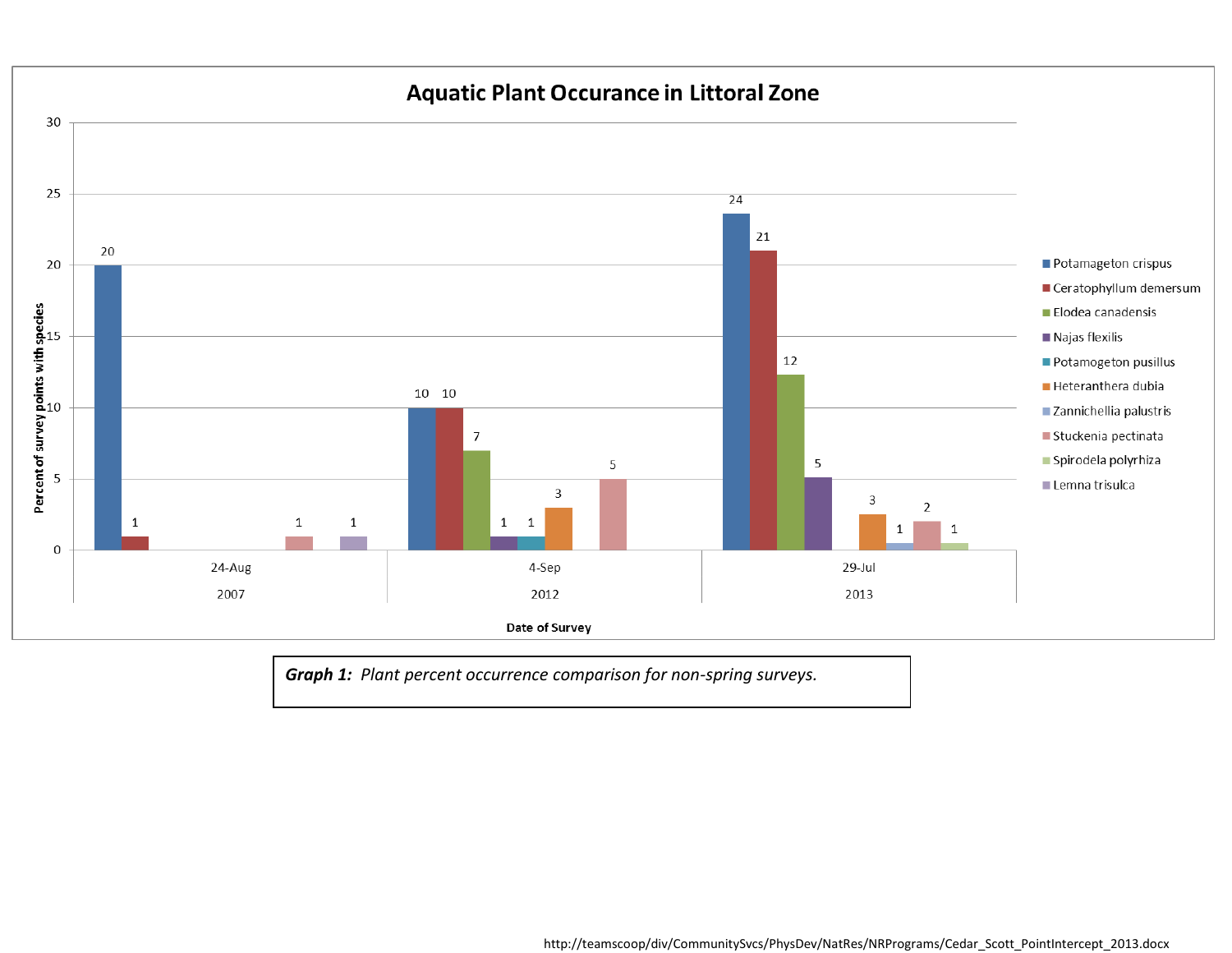**Aquatic Plant Occurance in Littoral Zone**

Percent of survey points with species, by Date of Survey:

| Species | 24-Aug 2007 | 4-Sep 2012 | 29-Jul 2013 |
|---|---|---|---|
| Potamageton crispus | 20 | 10 | 24 |
| Ceratophyllum demersum | 1 | 10 | 21 |
| Elodea canadensis | | 7 | 12 |
| Najas flexilis | | 1 | 5 |
| Potamogeton pusillus | | 1 | |
| Heteranthera dubia | | 3 | 3 |
| Zannichellia palustris | | | 1 |
| Stuckenia pectinata | 1 | 5 | 2 |
| Spirodela polyrhiza | | | 1 |
| Lemna trisulca | 1 | | |

***Graph 1:*** *Plant percent occurrence comparison for non-spring surveys.*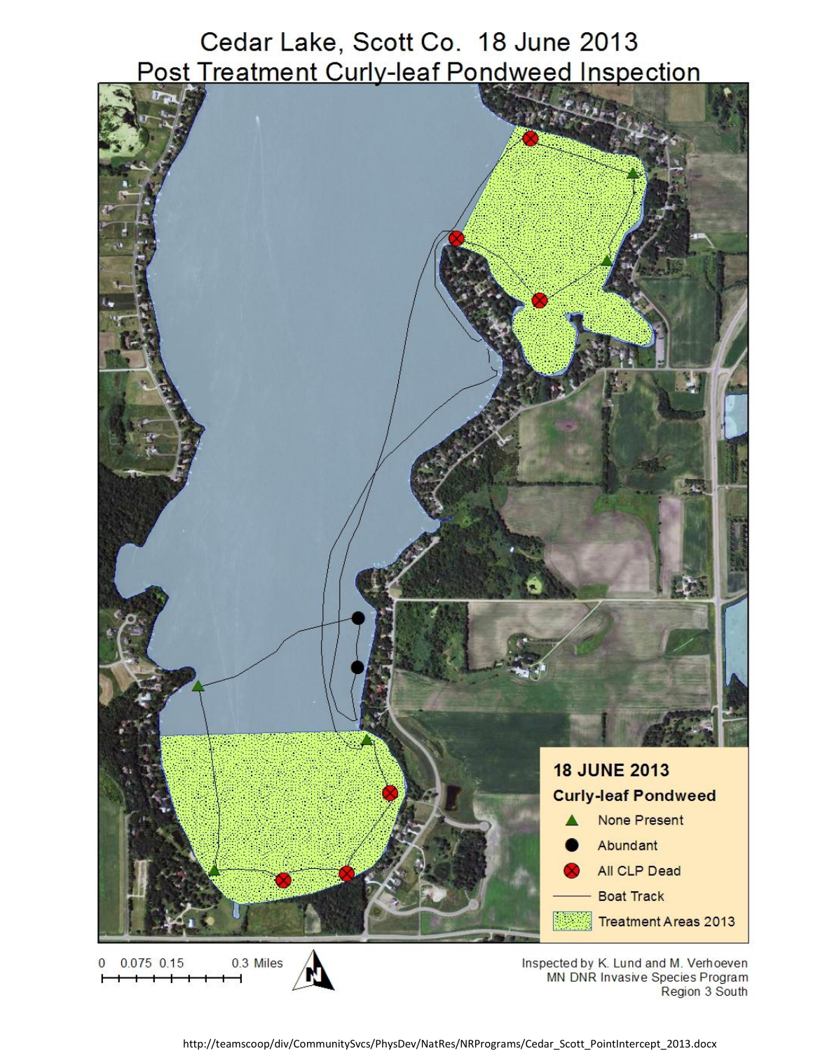# Cedar Lake, Scott Co. 18 June 2013
## Post Treatment Curly-leaf Pondweed Inspection

**18 JUNE 2013**

**Curly-leaf Pondweed**

- None Present
- Abundant
- All CLP Dead
- Boat Track
- Treatment Areas 2013

0 0.075 0.15 0.3 Miles

N

Inspected by K. Lund and M. Verhoeven
MN DNR Invasive Species Program
Region 3 South

http://teamscoop/div/CommunitySvcs/PhysDev/NatRes/NRPrograms/Cedar_Scott_PointIntercept_2013.docx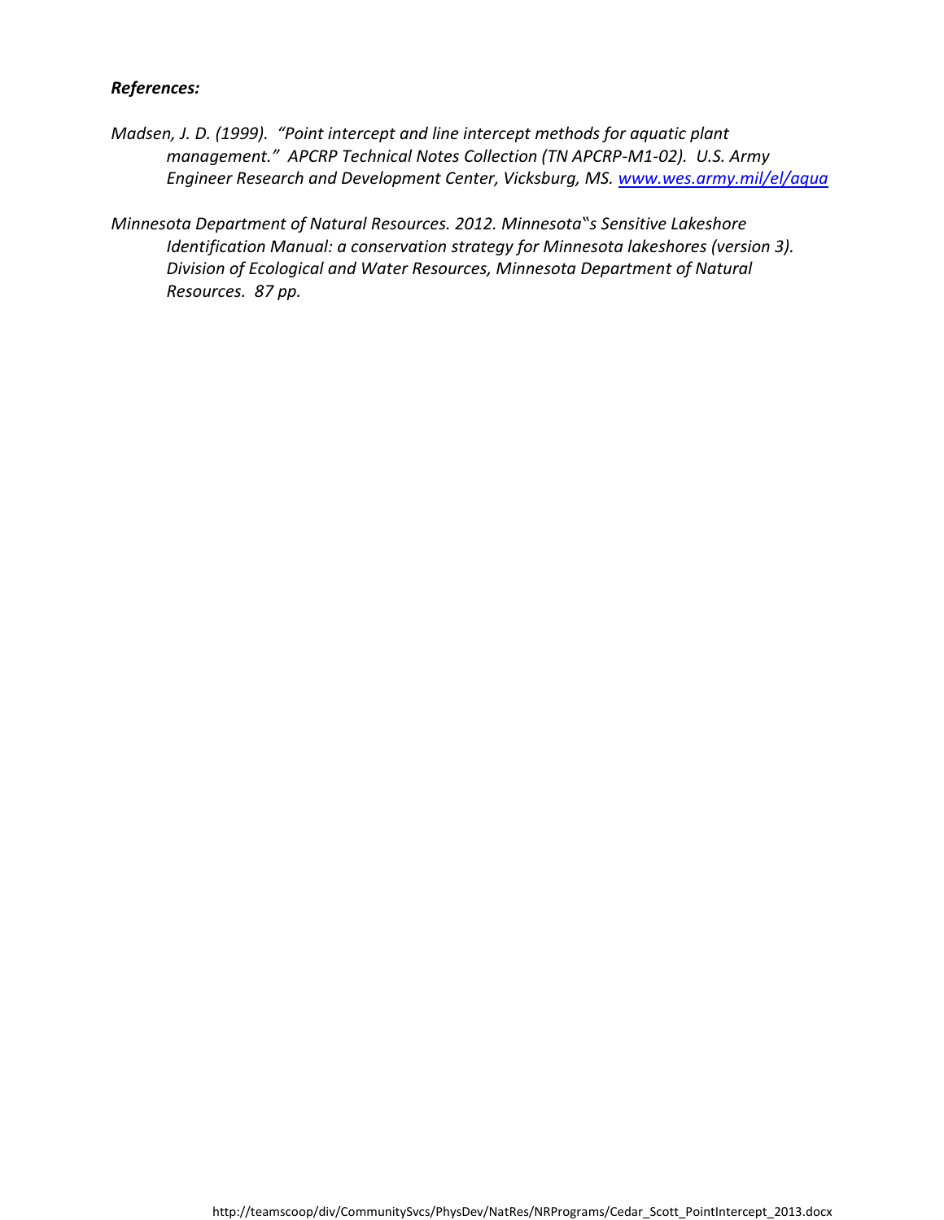***References:***

*Madsen, J. D. (1999). "Point intercept and line intercept methods for aquatic plant management." APCRP Technical Notes Collection (TN APCRP-M1-02). U.S. Army Engineer Research and Development Center, Vicksburg, MS. [www.wes.army.mil/el/aqua](www.wes.army.mil/el/aqua)*

*Minnesota Department of Natural Resources. 2012. Minnesota‟s Sensitive Lakeshore Identification Manual: a conservation strategy for Minnesota lakeshores (version 3). Division of Ecological and Water Resources, Minnesota Department of Natural Resources. 87 pp.*